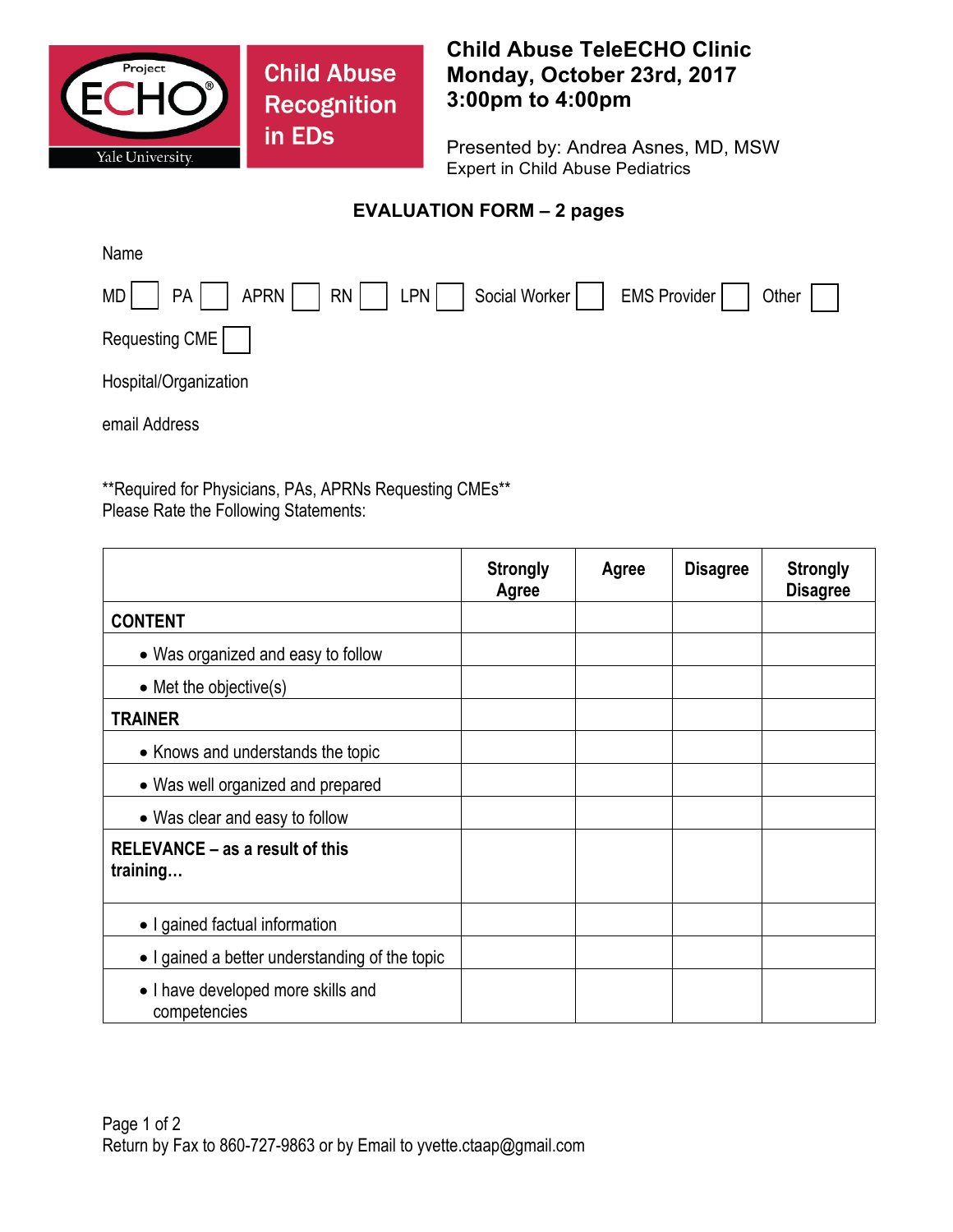Project ECHO® Yale University

**Child Abuse Recognition in EDs**

# Child Abuse TeleECHO Clinic
**Monday, October 23rd, 2017**
**3:00pm to 4:00pm**

Presented by: Andrea Asnes, MD, MSW
Expert in Child Abuse Pediatrics

## EVALUATION FORM – 2 pages

Name

MD ☐ PA ☐ APRN ☐ RN ☐ LPN ☐ Social Worker ☐ EMS Provider ☐ Other ☐

Requesting CME ☐

Hospital/Organization

email Address

**Required for Physicians, PAs, APRNs Requesting CMEs**
Please Rate the Following Statements:

| | Strongly Agree | Agree | Disagree | Strongly Disagree |
|---|---|---|---|---|
| **CONTENT** | | | | |
| • Was organized and easy to follow | | | | |
| • Met the objective(s) | | | | |
| **TRAINER** | | | | |
| • Knows and understands the topic | | | | |
| • Was well organized and prepared | | | | |
| • Was clear and easy to follow | | | | |
| **RELEVANCE – as a result of this training…** | | | | |
| • I gained factual information | | | | |
| • I gained a better understanding of the topic | | | | |
| • I have developed more skills and competencies | | | | |

Return by Fax to 860-727-9863 or by Email to yvette.ctaap@gmail.com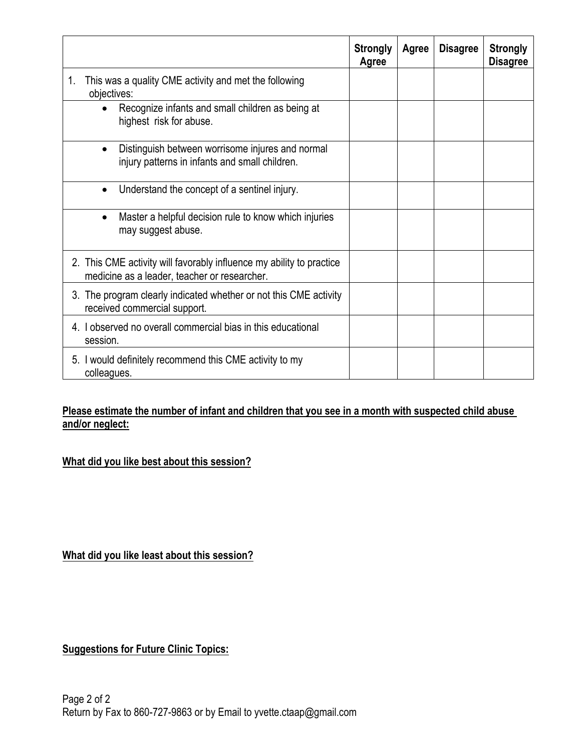| | Strongly Agree | Agree | Disagree | Strongly Disagree |
|---|---|---|---|---|
| 1. This was a quality CME activity and met the following objectives: | | | | |
| • Recognize infants and small children as being at highest risk for abuse. | | | | |
| • Distinguish between worrisome injures and normal injury patterns in infants and small children. | | | | |
| • Understand the concept of a sentinel injury. | | | | |
| • Master a helpful decision rule to know which injuries may suggest abuse. | | | | |
| 2. This CME activity will favorably influence my ability to practice medicine as a leader, teacher or researcher. | | | | |
| 3. The program clearly indicated whether or not this CME activity received commercial support. | | | | |
| 4. I observed no overall commercial bias in this educational session. | | | | |
| 5. I would definitely recommend this CME activity to my colleagues. | | | | |

**Please estimate the number of infant and children that you see in a month with suspected child abuse and/or neglect:**

**What did you like best about this session?**

**What did you like least about this session?**

**Suggestions for Future Clinic Topics:**

Return by Fax to 860-727-9863 or by Email to yvette.ctaap@gmail.com